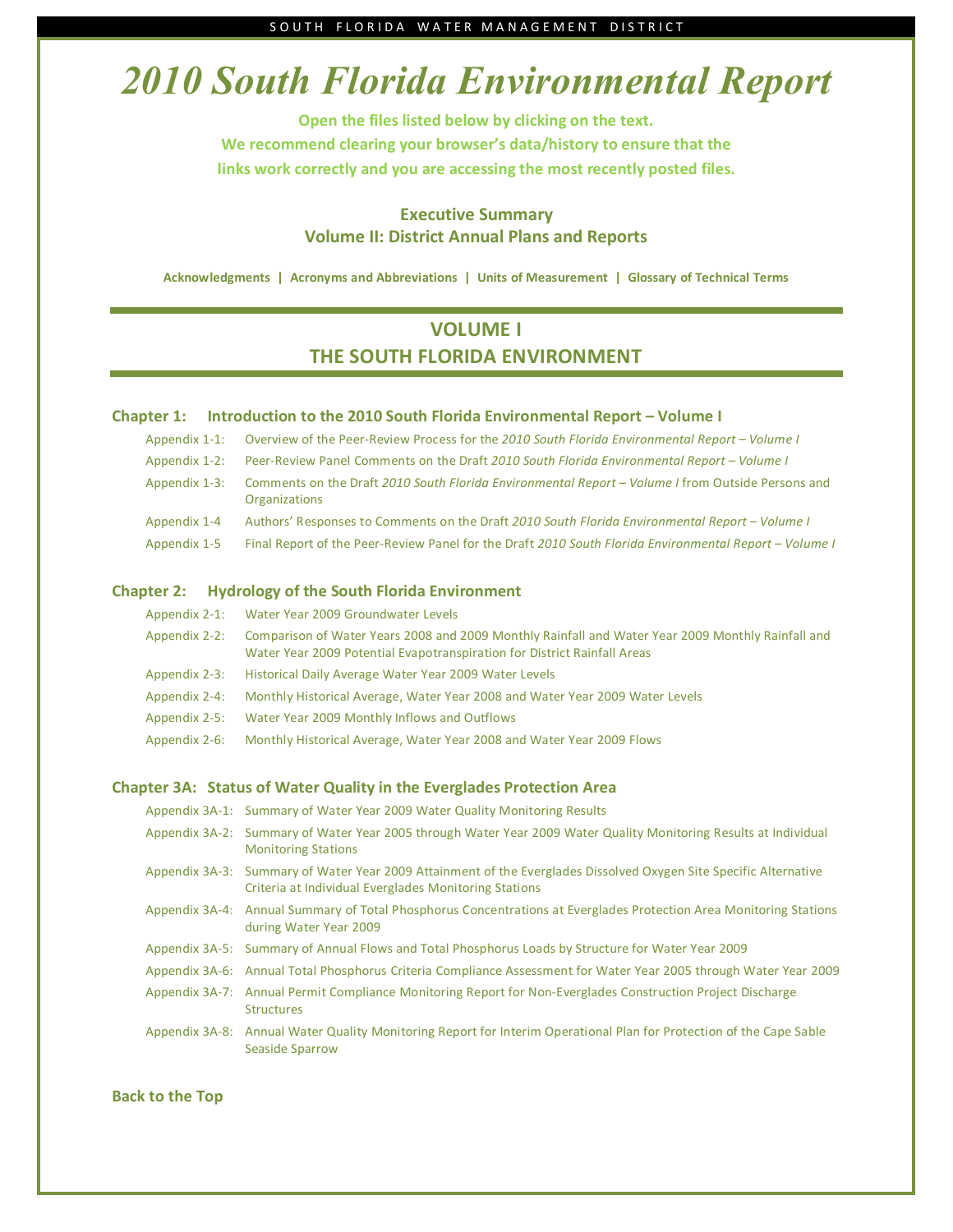SOUTH FLORIDA WATER MANAGEMENT DISTRICT

# *2010 South Florida Environmental Report*

**Open the files listed below by clicking on the text.**
**We recommend clearing your browser's data/history to ensure that the links work correctly and you are accessing the most recently posted files.**

**Executive Summary**
**Volume II: District Annual Plans and Reports**

**Acknowledgments | Acronyms and Abbreviations | Units of Measurement | Glossary of Technical Terms**

## VOLUME I
## THE SOUTH FLORIDA ENVIRONMENT

### Chapter 1: Introduction to the 2010 South Florida Environmental Report – Volume I

- Appendix 1-1: Overview of the Peer-Review Process for the *2010 South Florida Environmental Report – Volume I*
- Appendix 1-2: Peer-Review Panel Comments on the Draft *2010 South Florida Environmental Report – Volume I*
- Appendix 1-3: Comments on the Draft *2010 South Florida Environmental Report – Volume I* from Outside Persons and Organizations
- Appendix 1-4 Authors' Responses to Comments on the Draft *2010 South Florida Environmental Report – Volume I*
- Appendix 1-5 Final Report of the Peer-Review Panel for the Draft *2010 South Florida Environmental Report – Volume I*

### Chapter 2: Hydrology of the South Florida Environment

- Appendix 2-1: Water Year 2009 Groundwater Levels
- Appendix 2-2: Comparison of Water Years 2008 and 2009 Monthly Rainfall and Water Year 2009 Monthly Rainfall and Water Year 2009 Potential Evapotranspiration for District Rainfall Areas
- Appendix 2-3: Historical Daily Average Water Year 2009 Water Levels
- Appendix 2-4: Monthly Historical Average, Water Year 2008 and Water Year 2009 Water Levels
- Appendix 2-5: Water Year 2009 Monthly Inflows and Outflows
- Appendix 2-6: Monthly Historical Average, Water Year 2008 and Water Year 2009 Flows

### Chapter 3A: Status of Water Quality in the Everglades Protection Area

- Appendix 3A-1: Summary of Water Year 2009 Water Quality Monitoring Results
- Appendix 3A-2: Summary of Water Year 2005 through Water Year 2009 Water Quality Monitoring Results at Individual Monitoring Stations
- Appendix 3A-3: Summary of Water Year 2009 Attainment of the Everglades Dissolved Oxygen Site Specific Alternative Criteria at Individual Everglades Monitoring Stations
- Appendix 3A-4: Annual Summary of Total Phosphorus Concentrations at Everglades Protection Area Monitoring Stations during Water Year 2009
- Appendix 3A-5: Summary of Annual Flows and Total Phosphorus Loads by Structure for Water Year 2009
- Appendix 3A-6: Annual Total Phosphorus Criteria Compliance Assessment for Water Year 2005 through Water Year 2009
- Appendix 3A-7: Annual Permit Compliance Monitoring Report for Non-Everglades Construction Project Discharge Structures
- Appendix 3A-8: Annual Water Quality Monitoring Report for Interim Operational Plan for Protection of the Cape Sable Seaside Sparrow

**Back to the Top**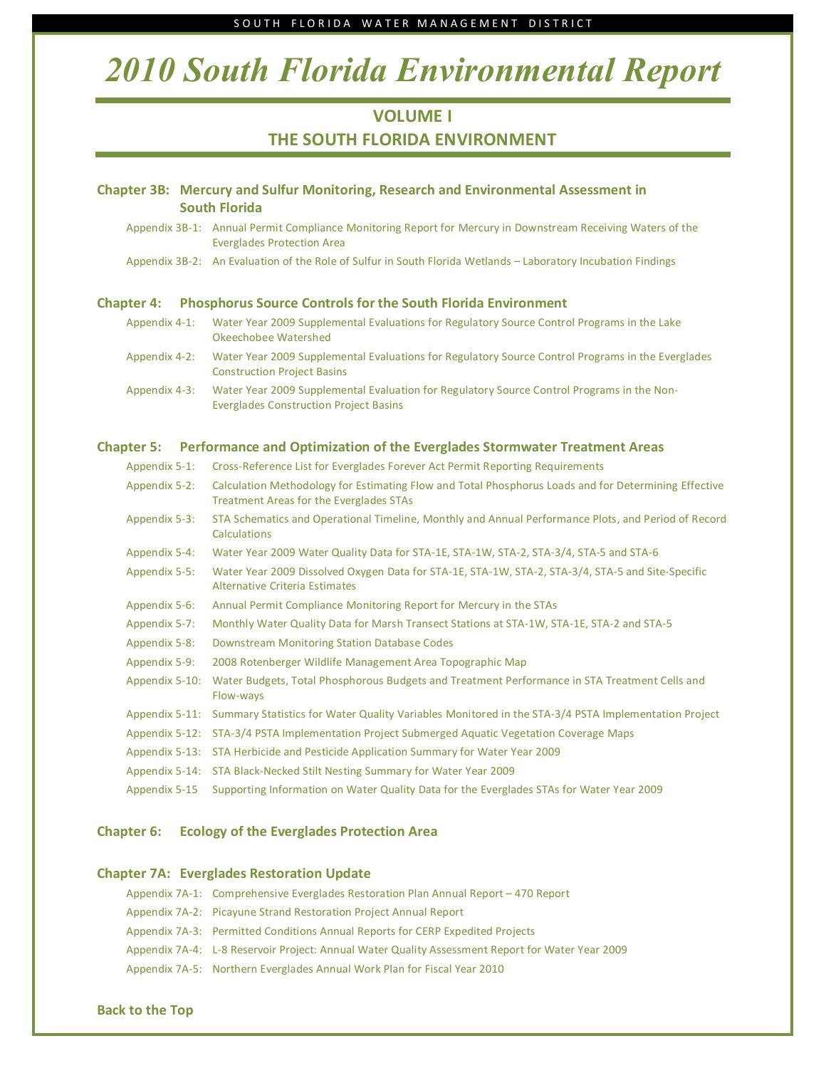# 2010 South Florida Environmental Report

## VOLUME I
## THE SOUTH FLORIDA ENVIRONMENT

### Chapter 3B: Mercury and Sulfur Monitoring, Research and Environmental Assessment in South Florida

- Appendix 3B-1: Annual Permit Compliance Monitoring Report for Mercury in Downstream Receiving Waters of the Everglades Protection Area
- Appendix 3B-2: An Evaluation of the Role of Sulfur in South Florida Wetlands – Laboratory Incubation Findings

### Chapter 4: Phosphorus Source Controls for the South Florida Environment

- Appendix 4-1: Water Year 2009 Supplemental Evaluations for Regulatory Source Control Programs in the Lake Okeechobee Watershed
- Appendix 4-2: Water Year 2009 Supplemental Evaluations for Regulatory Source Control Programs in the Everglades Construction Project Basins
- Appendix 4-3: Water Year 2009 Supplemental Evaluation for Regulatory Source Control Programs in the Non-Everglades Construction Project Basins

### Chapter 5: Performance and Optimization of the Everglades Stormwater Treatment Areas

- Appendix 5-1: Cross-Reference List for Everglades Forever Act Permit Reporting Requirements
- Appendix 5-2: Calculation Methodology for Estimating Flow and Total Phosphorus Loads and for Determining Effective Treatment Areas for the Everglades STAs
- Appendix 5-3: STA Schematics and Operational Timeline, Monthly and Annual Performance Plots, and Period of Record Calculations
- Appendix 5-4: Water Year 2009 Water Quality Data for STA-1E, STA-1W, STA-2, STA-3/4, STA-5 and STA-6
- Appendix 5-5: Water Year 2009 Dissolved Oxygen Data for STA-1E, STA-1W, STA-2, STA-3/4, STA-5 and Site-Specific Alternative Criteria Estimates
- Appendix 5-6: Annual Permit Compliance Monitoring Report for Mercury in the STAs
- Appendix 5-7: Monthly Water Quality Data for Marsh Transect Stations at STA-1W, STA-1E, STA-2 and STA-5
- Appendix 5-8: Downstream Monitoring Station Database Codes
- Appendix 5-9: 2008 Rotenberger Wildlife Management Area Topographic Map
- Appendix 5-10: Water Budgets, Total Phosphorous Budgets and Treatment Performance in STA Treatment Cells and Flow-ways
- Appendix 5-11: Summary Statistics for Water Quality Variables Monitored in the STA-3/4 PSTA Implementation Project
- Appendix 5-12: STA-3/4 PSTA Implementation Project Submerged Aquatic Vegetation Coverage Maps
- Appendix 5-13: STA Herbicide and Pesticide Application Summary for Water Year 2009
- Appendix 5-14: STA Black-Necked Stilt Nesting Summary for Water Year 2009
- Appendix 5-15 Supporting Information on Water Quality Data for the Everglades STAs for Water Year 2009

### Chapter 6: Ecology of the Everglades Protection Area

### Chapter 7A: Everglades Restoration Update

- Appendix 7A-1: Comprehensive Everglades Restoration Plan Annual Report – 470 Report
- Appendix 7A-2: Picayune Strand Restoration Project Annual Report
- Appendix 7A-3: Permitted Conditions Annual Reports for CERP Expedited Projects
- Appendix 7A-4: L-8 Reservoir Project: Annual Water Quality Assessment Report for Water Year 2009
- Appendix 7A-5: Northern Everglades Annual Work Plan for Fiscal Year 2010

**Back to the Top**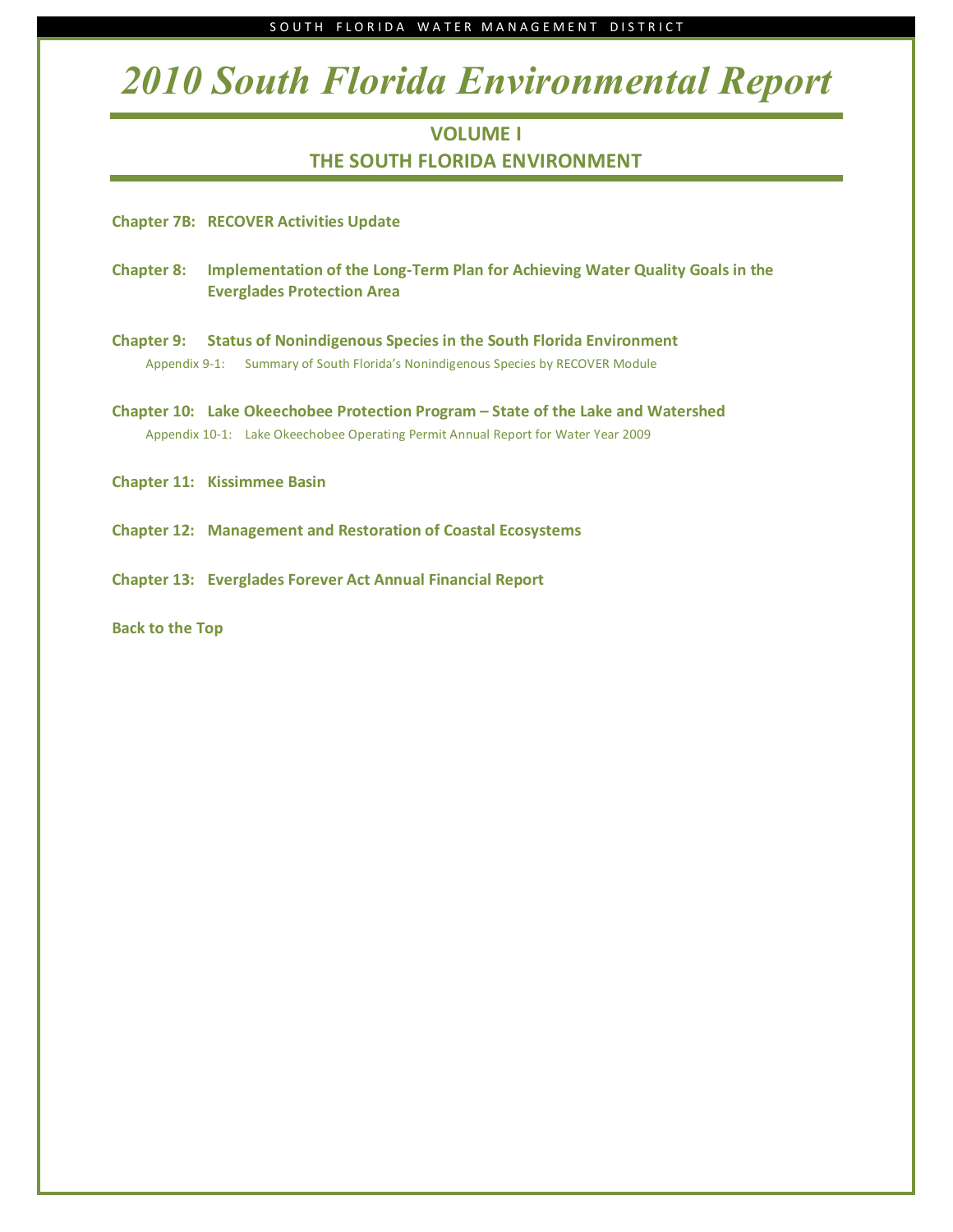# 2010 South Florida Environmental Report

## VOLUME I
## THE SOUTH FLORIDA ENVIRONMENT

**Chapter 7B: RECOVER Activities Update**

**Chapter 8: Implementation of the Long-Term Plan for Achieving Water Quality Goals in the Everglades Protection Area**

**Chapter 9: Status of Nonindigenous Species in the South Florida Environment**

Appendix 9-1: Summary of South Florida's Nonindigenous Species by RECOVER Module

**Chapter 10: Lake Okeechobee Protection Program – State of the Lake and Watershed**

Appendix 10-1: Lake Okeechobee Operating Permit Annual Report for Water Year 2009

**Chapter 11: Kissimmee Basin**

**Chapter 12: Management and Restoration of Coastal Ecosystems**

**Chapter 13: Everglades Forever Act Annual Financial Report**

**Back to the Top**